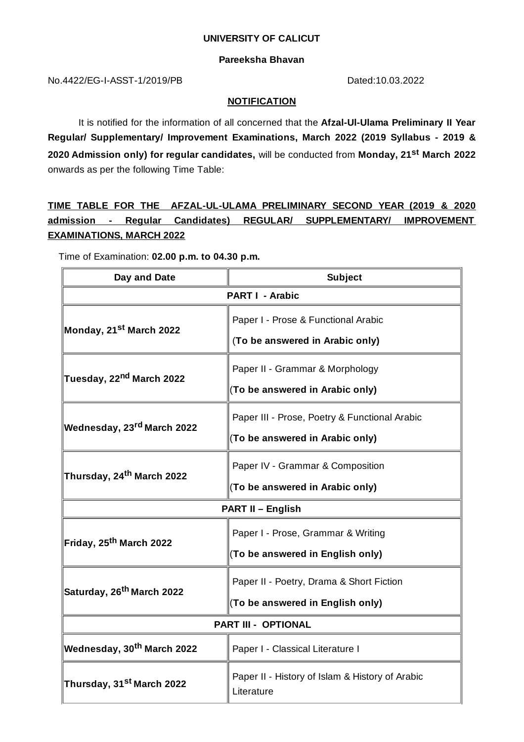**UNIVERSITY OF CALICUT**

**Pareeksha Bhavan**

No.4422/EG-I-ASST-1/2019/PB Dated:10.03.2022

**NOTIFICATION**

It is notified for the information of all concerned that the **Afzal-Ul-Ulama Preliminary II Year Regular/ Supplementary/ Improvement Examinations, March 2022 (2019 Syllabus - 2019 & 2020 Admission only) for regular candidates,** will be conducted from **Monday, 21st March 2022** onwards as per the following Time Table:

**TIME TABLE FOR THE AFZAL-UL-ULAMA PRELIMINARY SECOND YEAR (2019 & 2020 admission - Regular Candidates) REGULAR/ SUPPLEMENTARY/ IMPROVEMENT EXAMINATIONS, MARCH 2022**

Time of Examination: **02.00 p.m. to 04.30 p.m.**

| Day and Date | Subject |
|---|---|
| **PART I - Arabic** | |
| Monday, 21st March 2022 | Paper I - Prose & Functional Arabic (**To be answered in Arabic only)** |
| Tuesday, 22nd March 2022 | Paper II - Grammar & Morphology (**To be answered in Arabic only)** |
| Wednesday, 23rd March 2022 | Paper III - Prose, Poetry & Functional Arabic (**To be answered in Arabic only)** |
| Thursday, 24th March 2022 | Paper IV - Grammar & Composition (**To be answered in Arabic only)** |
| **PART II – English** | |
| Friday, 25th March 2022 | Paper I - Prose, Grammar & Writing (**To be answered in English only)** |
| Saturday, 26th March 2022 | Paper II - Poetry, Drama & Short Fiction (**To be answered in English only)** |
| **PART III - OPTIONAL** | |
| Wednesday, 30th March 2022 | Paper I - Classical Literature I |
| Thursday, 31st March 2022 | Paper II - History of Islam & History of Arabic Literature |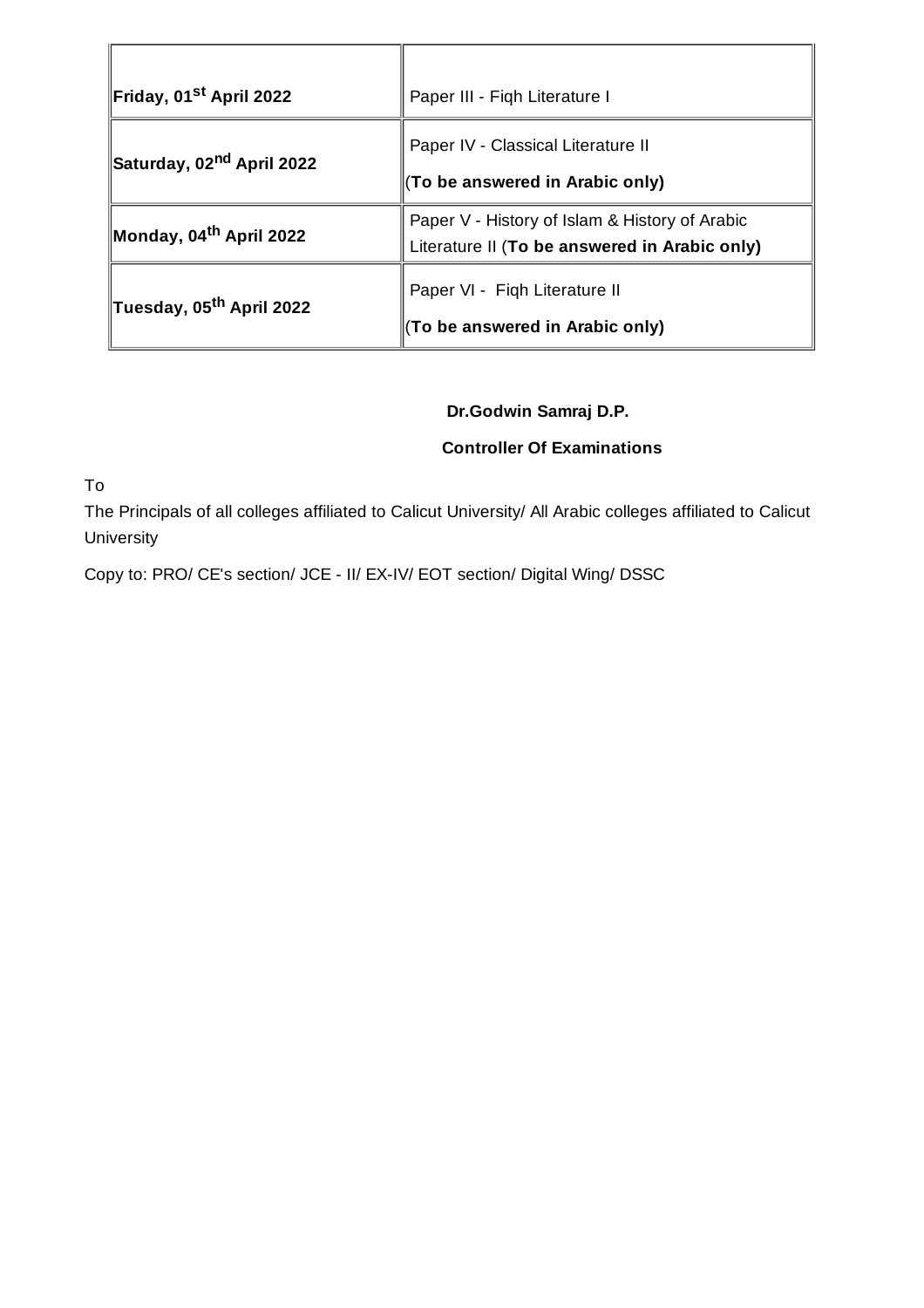| | |
|---|---|
| **Friday, 01st April 2022** | Paper III - Fiqh Literature I |
| **Saturday, 02nd April 2022** | Paper IV - Classical Literature II<br>(**To be answered in Arabic only)** |
| **Monday, 04th April 2022** | Paper V - History of Islam & History of Arabic Literature II (**To be answered in Arabic only)** |
| **Tuesday, 05th April 2022** | Paper VI - Fiqh Literature II<br>(**To be answered in Arabic only)** |

**Dr.Godwin Samraj D.P.**

**Controller Of Examinations**

To

The Principals of all colleges affiliated to Calicut University/ All Arabic colleges affiliated to Calicut University

Copy to: PRO/ CE's section/ JCE - II/ EX-IV/ EOT section/ Digital Wing/ DSSC